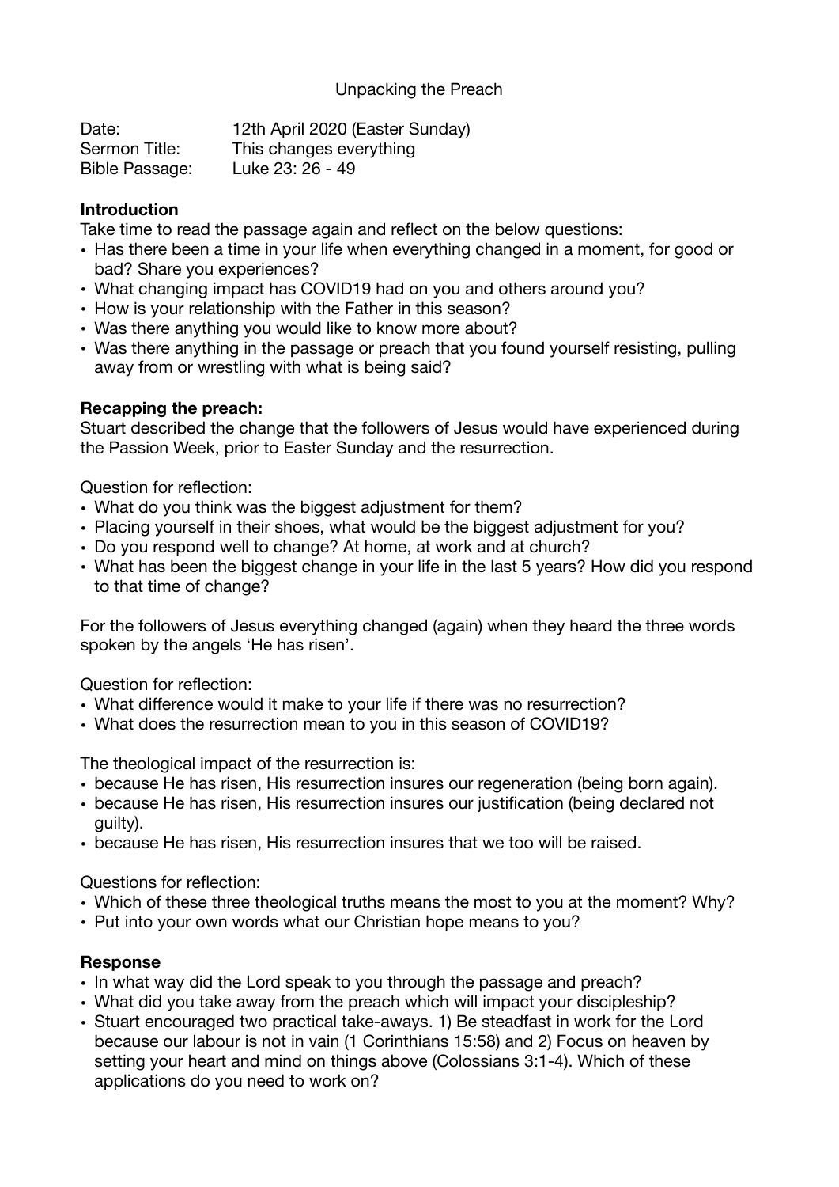# Unpacking the Preach

Date: 12th April 2020 (Easter Sunday)
Sermon Title: This changes everything
Bible Passage: Luke 23: 26 - 49

**Introduction**

Take time to read the passage again and reflect on the below questions:

- Has there been a time in your life when everything changed in a moment, for good or bad? Share you experiences?
- What changing impact has COVID19 had on you and others around you?
- How is your relationship with the Father in this season?
- Was there anything you would like to know more about?
- Was there anything in the passage or preach that you found yourself resisting, pulling away from or wrestling with what is being said?

**Recapping the preach:**

Stuart described the change that the followers of Jesus would have experienced during the Passion Week, prior to Easter Sunday and the resurrection.

Question for reflection:

- What do you think was the biggest adjustment for them?
- Placing yourself in their shoes, what would be the biggest adjustment for you?
- Do you respond well to change? At home, at work and at church?
- What has been the biggest change in your life in the last 5 years? How did you respond to that time of change?

For the followers of Jesus everything changed (again) when they heard the three words spoken by the angels 'He has risen'.

Question for reflection:

- What difference would it make to your life if there was no resurrection?
- What does the resurrection mean to you in this season of COVID19?

The theological impact of the resurrection is:

- because He has risen, His resurrection insures our regeneration (being born again).
- because He has risen, His resurrection insures our justification (being declared not guilty).
- because He has risen, His resurrection insures that we too will be raised.

Questions for reflection:

- Which of these three theological truths means the most to you at the moment? Why?
- Put into your own words what our Christian hope means to you?

**Response**

- In what way did the Lord speak to you through the passage and preach?
- What did you take away from the preach which will impact your discipleship?
- Stuart encouraged two practical take-aways. 1) Be steadfast in work for the Lord because our labour is not in vain (1 Corinthians 15:58) and 2) Focus on heaven by setting your heart and mind on things above (Colossians 3:1-4). Which of these applications do you need to work on?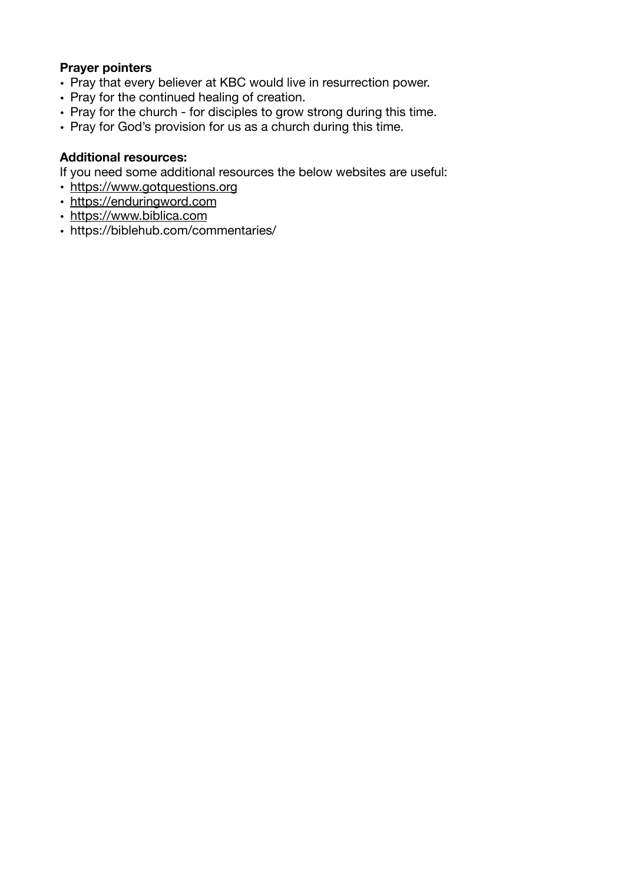**Prayer pointers**

- Pray that every believer at KBC would live in resurrection power.
- Pray for the continued healing of creation.
- Pray for the church - for disciples to grow strong during this time.
- Pray for God's provision for us as a church during this time.

**Additional resources:**

If you need some additional resources the below websites are useful:

- https://www.gotquestions.org
- https://enduringword.com
- https://www.biblica.com
- https://biblehub.com/commentaries/